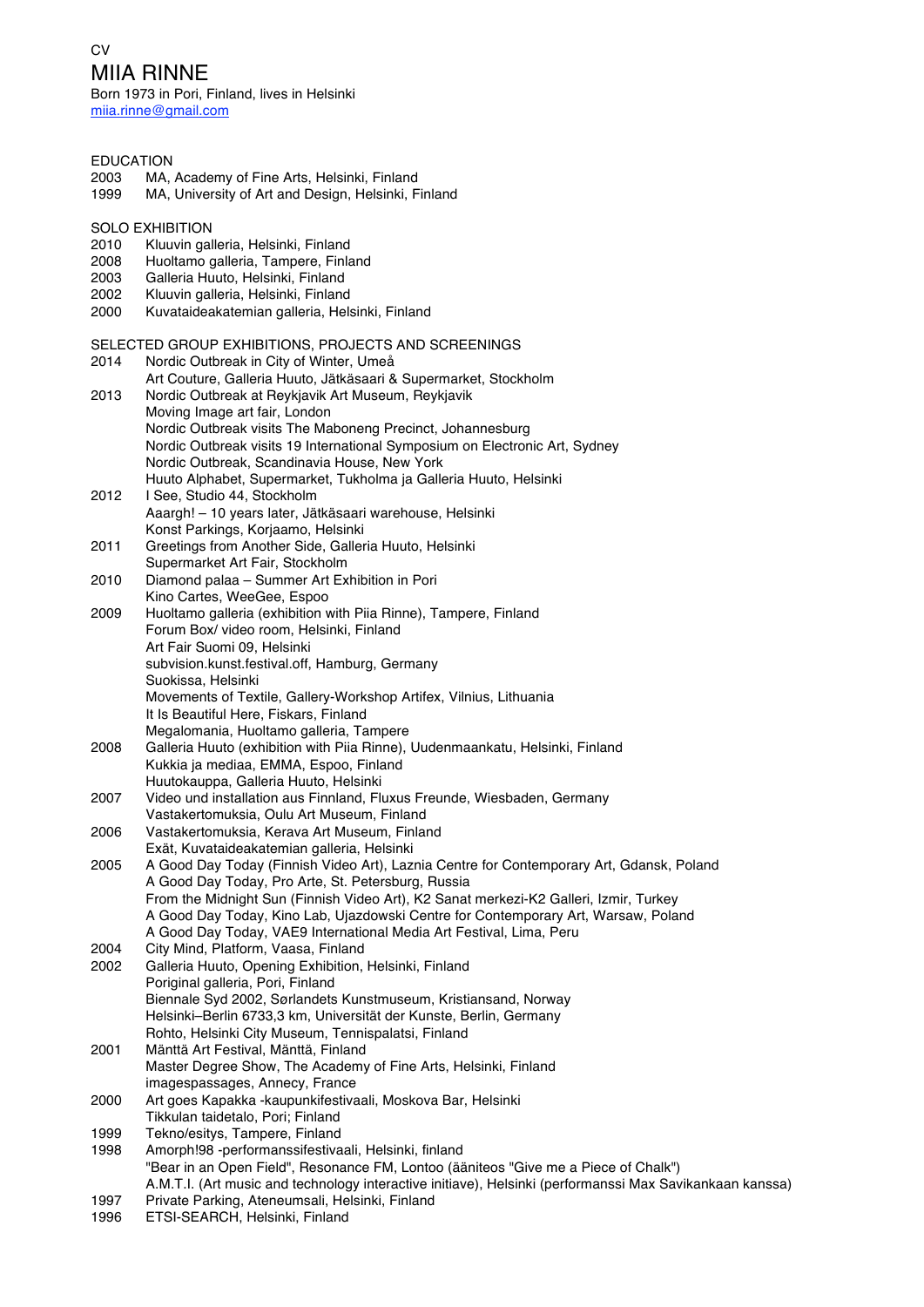CV

# MIIA RINNE

Born 1973 in Pori, Finland, lives in Helsinki
miia.rinne@gmail.com

## EDUCATION

2003 MA, Academy of Fine Arts, Helsinki, Finland
1999 MA, University of Art and Design, Helsinki, Finland

## SOLO EXHIBITION

2010 Kluuvin galleria, Helsinki, Finland
2008 Huoltamo galleria, Tampere, Finland
2003 Galleria Huuto, Helsinki, Finland
2002 Kluuvin galleria, Helsinki, Finland
2000 Kuvataideakatemian galleria, Helsinki, Finland

## SELECTED GROUP EXHIBITIONS, PROJECTS AND SCREENINGS

2014 Nordic Outbreak in City of Winter, Umeå
Art Couture, Galleria Huuto, Jätkäsaari & Supermarket, Stockholm
2013 Nordic Outbreak at Reykjavik Art Museum, Reykjavik
Moving Image art fair, London
Nordic Outbreak visits The Maboneng Precinct, Johannesburg
Nordic Outbreak visits 19 International Symposium on Electronic Art, Sydney
Nordic Outbreak, Scandinavia House, New York
Huuto Alphabet, Supermarket, Tukholma ja Galleria Huuto, Helsinki
2012 I See, Studio 44, Stockholm
Aaargh! – 10 years later, Jätkäsaari warehouse, Helsinki
Konst Parkings, Korjaamo, Helsinki
2011 Greetings from Another Side, Galleria Huuto, Helsinki
Supermarket Art Fair, Stockholm
2010 Diamond palaa – Summer Art Exhibition in Pori
Kino Cartes, WeeGee, Espoo
2009 Huoltamo galleria (exhibition with Piia Rinne), Tampere, Finland
Forum Box/ video room, Helsinki, Finland
Art Fair Suomi 09, Helsinki
subvision.kunst.festival.off, Hamburg, Germany
Suokissa, Helsinki
Movements of Textile, Gallery-Workshop Artifex, Vilnius, Lithuania
It Is Beautiful Here, Fiskars, Finland
Megalomania, Huoltamo galleria, Tampere
2008 Galleria Huuto (exhibition with Piia Rinne), Uudenmaankatu, Helsinki, Finland
Kukkia ja mediaa, EMMA, Espoo, Finland
Huutokauppa, Galleria Huuto, Helsinki
2007 Video und installation aus Finnland, Fluxus Freunde, Wiesbaden, Germany
Vastakertomuksia, Oulu Art Museum, Finland
2006 Vastakertomuksia, Kerava Art Museum, Finland
Exät, Kuvataideakatemian galleria, Helsinki
2005 A Good Day Today (Finnish Video Art), Laznia Centre for Contemporary Art, Gdansk, Poland
A Good Day Today, Pro Arte, St. Petersburg, Russia
From the Midnight Sun (Finnish Video Art), K2 Sanat merkezi-K2 Galleri, Izmir, Turkey
A Good Day Today, Kino Lab, Ujazdowski Centre for Contemporary Art, Warsaw, Poland
A Good Day Today, VAE9 International Media Art Festival, Lima, Peru
2004 City Mind, Platform, Vaasa, Finland
2002 Galleria Huuto, Opening Exhibition, Helsinki, Finland
Poriginal galleria, Pori, Finland
Biennale Syd 2002, Sørlandets Kunstmuseum, Kristiansand, Norway
Helsinki–Berlin 6733,3 km, Universität der Kunste, Berlin, Germany
Rohto, Helsinki City Museum, Tennispalatsi, Finland
2001 Mänttä Art Festival, Mänttä, Finland
Master Degree Show, The Academy of Fine Arts, Helsinki, Finland
imagespassages, Annecy, France
2000 Art goes Kapakka -kaupunkifestivaali, Moskova Bar, Helsinki
Tikkulan taidetalo, Pori; Finland
1999 Tekno/esitys, Tampere, Finland
1998 Amorph!98 -performanssifestivaali, Helsinki, finland
"Bear in an Open Field", Resonance FM, Lontoo (ääniteos "Give me a Piece of Chalk")
A.M.T.I. (Art music and technology interactive initiave), Helsinki (performanssi Max Savikankaan kanssa)
1997 Private Parking, Ateneumsali, Helsinki, Finland
1996 ETSI-SEARCH, Helsinki, Finland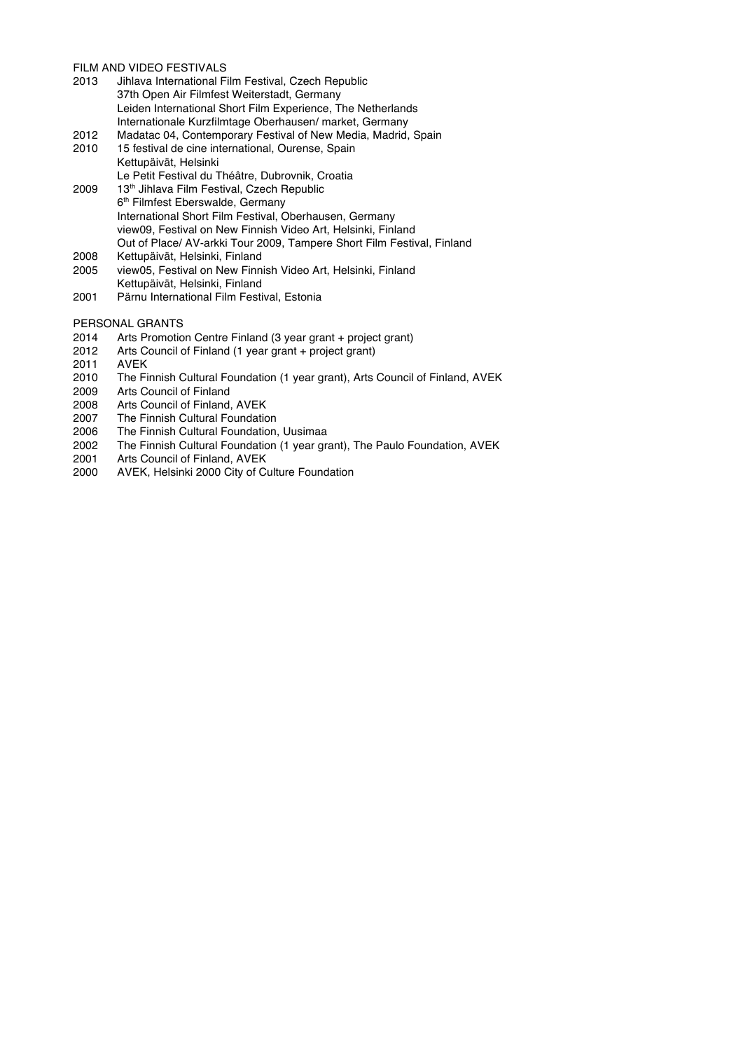## FILM AND VIDEO FESTIVALS

| | |
|---|---|
| 2013 | Jihlava International Film Festival, Czech Republic |
| | 37th Open Air Filmfest Weiterstadt, Germany |
| | Leiden International Short Film Experience, The Netherlands |
| | Internationale Kurzfilmtage Oberhausen/ market, Germany |
| 2012 | Madatac 04, Contemporary Festival of New Media, Madrid, Spain |
| 2010 | 15 festival de cine international, Ourense, Spain |
| | Kettupäivät, Helsinki |
| | Le Petit Festival du Théâtre, Dubrovnik, Croatia |
| 2009 | 13th Jihlava Film Festival, Czech Republic |
| | 6th Filmfest Eberswalde, Germany |
| | International Short Film Festival, Oberhausen, Germany |
| | view09, Festival on New Finnish Video Art, Helsinki, Finland |
| | Out of Place/ AV-arkki Tour 2009, Tampere Short Film Festival, Finland |
| 2008 | Kettupäivät, Helsinki, Finland |
| 2005 | view05, Festival on New Finnish Video Art, Helsinki, Finland |
| | Kettupäivät, Helsinki, Finland |
| 2001 | Pärnu International Film Festival, Estonia |

## PERSONAL GRANTS

| | |
|---|---|
| 2014 | Arts Promotion Centre Finland (3 year grant + project grant) |
| 2012 | Arts Council of Finland (1 year grant + project grant) |
| 2011 | AVEK |
| 2010 | The Finnish Cultural Foundation (1 year grant), Arts Council of Finland, AVEK |
| 2009 | Arts Council of Finland |
| 2008 | Arts Council of Finland, AVEK |
| 2007 | The Finnish Cultural Foundation |
| 2006 | The Finnish Cultural Foundation, Uusimaa |
| 2002 | The Finnish Cultural Foundation (1 year grant), The Paulo Foundation, AVEK |
| 2001 | Arts Council of Finland, AVEK |
| 2000 | AVEK, Helsinki 2000 City of Culture Foundation |